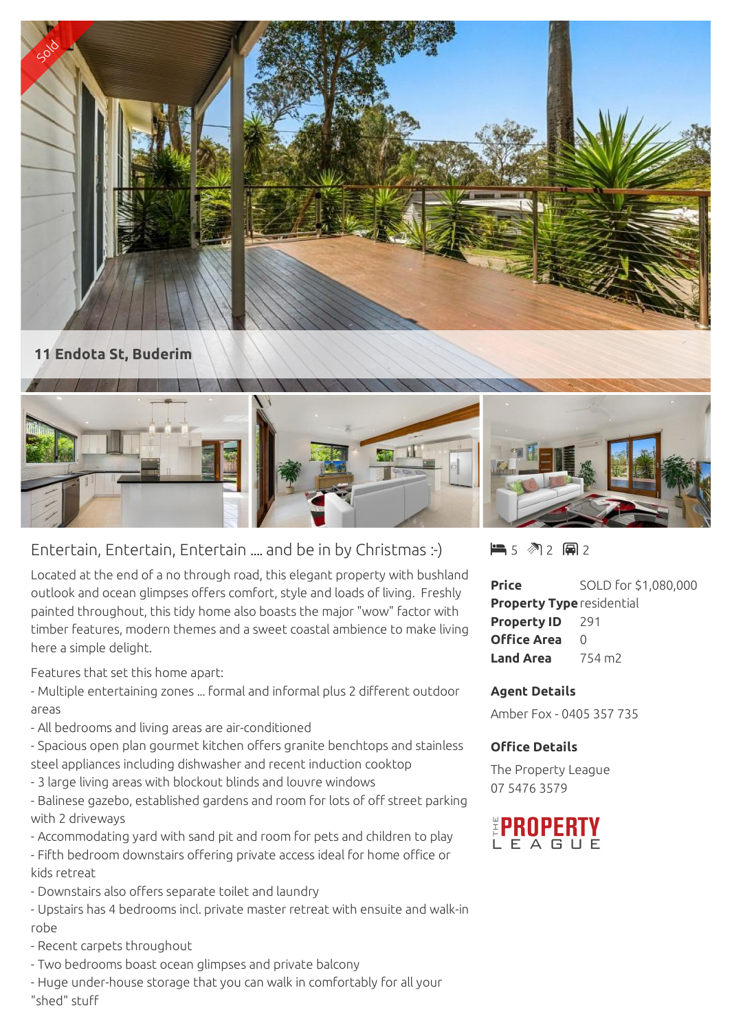Sold

**11 Endota St, Buderim**

## Entertain, Entertain, Entertain .... and be in by Christmas :-)

Located at the end of a no through road, this elegant property with bushland outlook and ocean glimpses offers comfort, style and loads of living. Freshly painted throughout, this tidy home also boasts the major "wow" factor with timber features, modern themes and a sweet coastal ambience to make living here a simple delight.

Features that set this home apart:

- Multiple entertaining zones ... formal and informal plus 2 different outdoor areas
- All bedrooms and living areas are air-conditioned
- Spacious open plan gourmet kitchen offers granite benchtops and stainless steel appliances including dishwasher and recent induction cooktop
- 3 large living areas with blockout blinds and louvre windows
- Balinese gazebo, established gardens and room for lots of off street parking with 2 driveways
- Accommodating yard with sand pit and room for pets and children to play
- Fifth bedroom downstairs offering private access ideal for home office or kids retreat
- Downstairs also offers separate toilet and laundry
- Upstairs has 4 bedrooms incl. private master retreat with ensuite and walk-in robe
- Recent carpets throughout
- Two bedrooms boast ocean glimpses and private balcony
- Huge under-house storage that you can walk in comfortably for all your "shed" stuff

5 2 2

| | |
|---|---|
| **Price** | SOLD for $1,080,000 |
| **Property Type** | residential |
| **Property ID** | 291 |
| **Office Area** | 0 |
| **Land Area** | 754 m2 |

**Agent Details**

Amber Fox - 0405 357 735

**Office Details**

The Property League
07 5476 3579

THE PROPERTY LEAGUE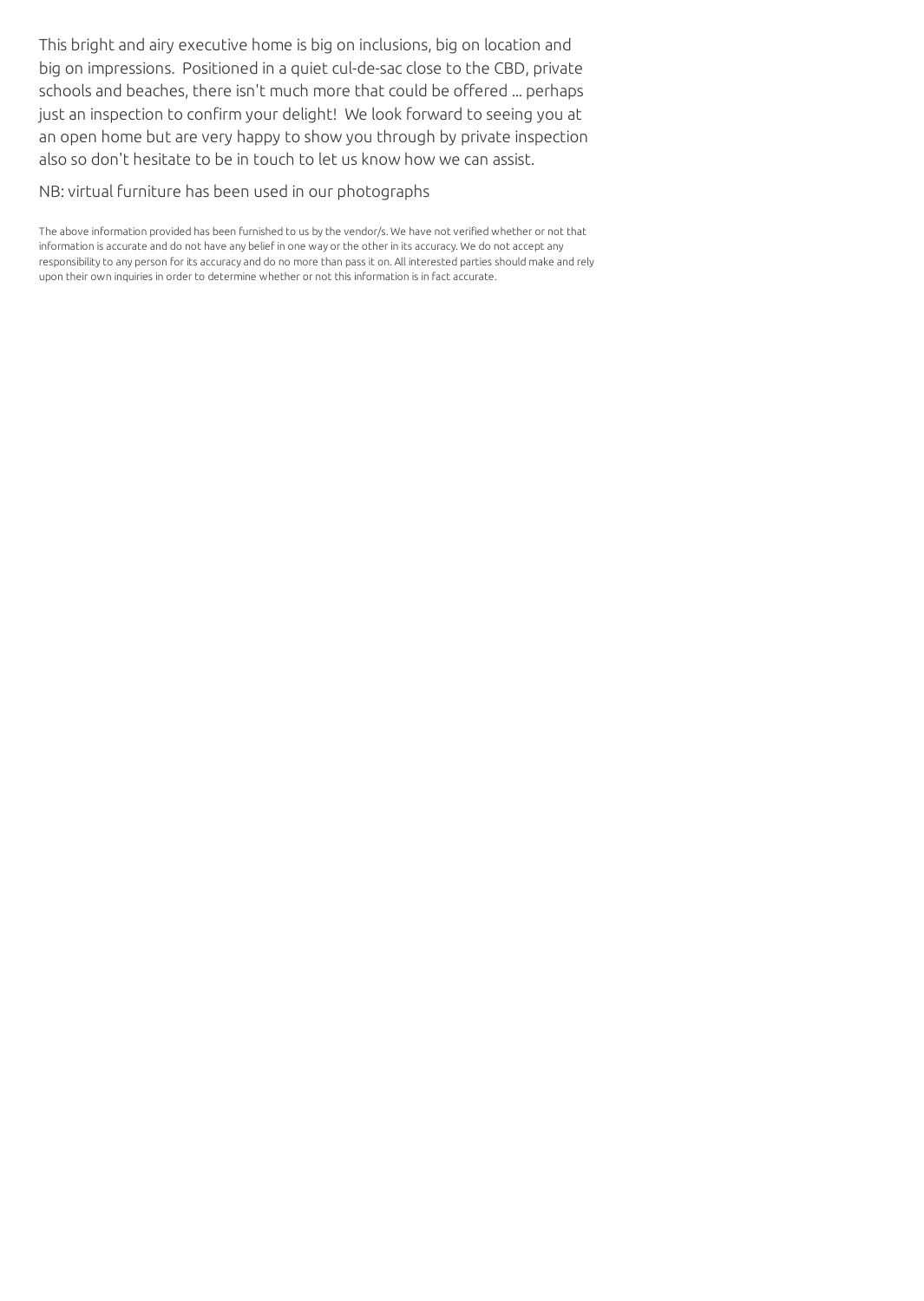This bright and airy executive home is big on inclusions, big on location and big on impressions.  Positioned in a quiet cul-de-sac close to the CBD, private schools and beaches, there isn't much more that could be offered ... perhaps just an inspection to confirm your delight!  We look forward to seeing you at an open home but are very happy to show you through by private inspection also so don't hesitate to be in touch to let us know how we can assist.

NB: virtual furniture has been used in our photographs

The above information provided has been furnished to us by the vendor/s. We have not verified whether or not that information is accurate and do not have any belief in one way or the other in its accuracy. We do not accept any responsibility to any person for its accuracy and do no more than pass it on. All interested parties should make and rely upon their own inquiries in order to determine whether or not this information is in fact accurate.